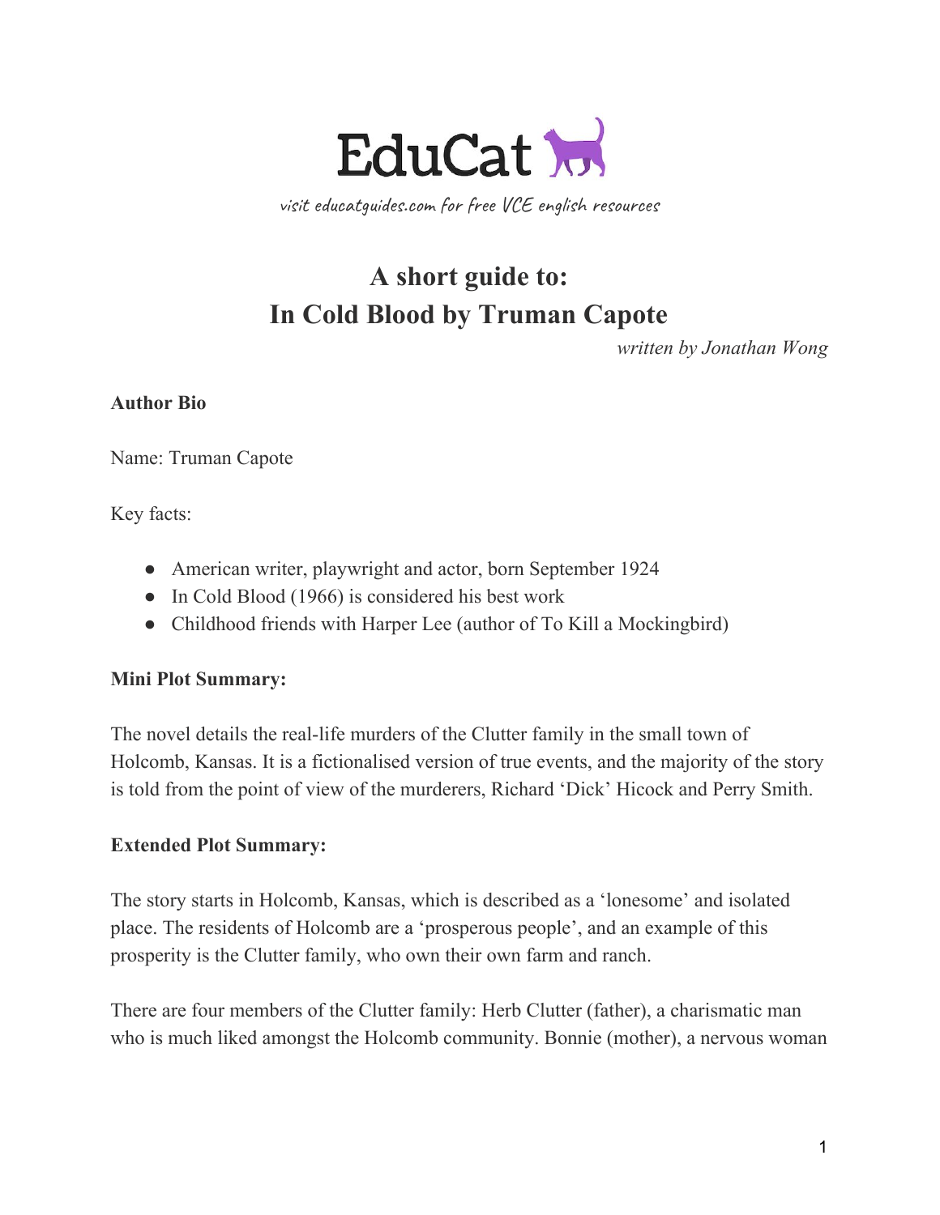# EduCat

*visit educatguides.com for free VCE english resources*

## A short guide to:
## In Cold Blood by Truman Capote

*written by Jonathan Wong*

**Author Bio**

Name: Truman Capote

Key facts:

- American writer, playwright and actor, born September 1924
- In Cold Blood (1966) is considered his best work
- Childhood friends with Harper Lee (author of To Kill a Mockingbird)

**Mini Plot Summary:**

The novel details the real-life murders of the Clutter family in the small town of Holcomb, Kansas. It is a fictionalised version of true events, and the majority of the story is told from the point of view of the murderers, Richard 'Dick' Hicock and Perry Smith.

**Extended Plot Summary:**

The story starts in Holcomb, Kansas, which is described as a 'lonesome' and isolated place. The residents of Holcomb are a 'prosperous people', and an example of this prosperity is the Clutter family, who own their own farm and ranch.

There are four members of the Clutter family: Herb Clutter (father), a charismatic man who is much liked amongst the Holcomb community. Bonnie (mother), a nervous woman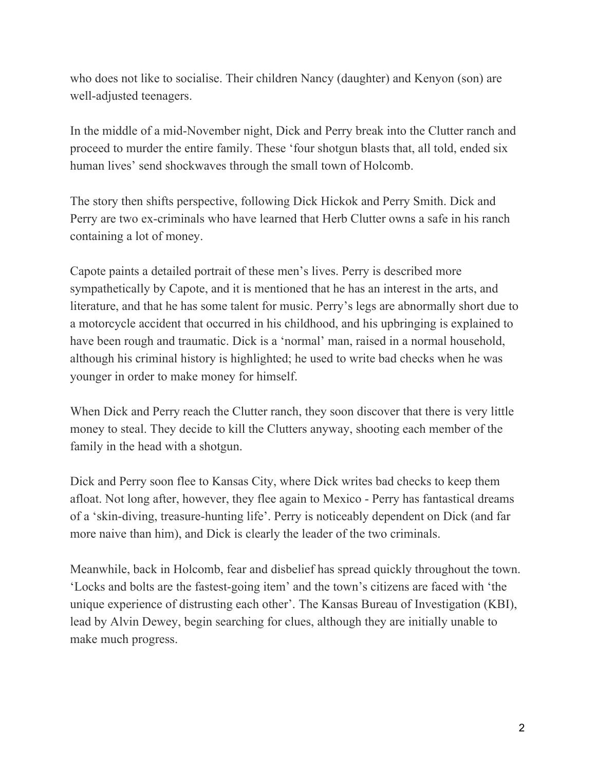who does not like to socialise. Their children Nancy (daughter) and Kenyon (son) are well-adjusted teenagers.

In the middle of a mid-November night, Dick and Perry break into the Clutter ranch and proceed to murder the entire family. These 'four shotgun blasts that, all told, ended six human lives' send shockwaves through the small town of Holcomb.

The story then shifts perspective, following Dick Hickok and Perry Smith. Dick and Perry are two ex-criminals who have learned that Herb Clutter owns a safe in his ranch containing a lot of money.

Capote paints a detailed portrait of these men's lives. Perry is described more sympathetically by Capote, and it is mentioned that he has an interest in the arts, and literature, and that he has some talent for music. Perry's legs are abnormally short due to a motorcycle accident that occurred in his childhood, and his upbringing is explained to have been rough and traumatic. Dick is a 'normal' man, raised in a normal household, although his criminal history is highlighted; he used to write bad checks when he was younger in order to make money for himself.

When Dick and Perry reach the Clutter ranch, they soon discover that there is very little money to steal. They decide to kill the Clutters anyway, shooting each member of the family in the head with a shotgun.

Dick and Perry soon flee to Kansas City, where Dick writes bad checks to keep them afloat. Not long after, however, they flee again to Mexico - Perry has fantastical dreams of a 'skin-diving, treasure-hunting life'. Perry is noticeably dependent on Dick (and far more naive than him), and Dick is clearly the leader of the two criminals.

Meanwhile, back in Holcomb, fear and disbelief has spread quickly throughout the town. 'Locks and bolts are the fastest-going item' and the town's citizens are faced with 'the unique experience of distrusting each other'. The Kansas Bureau of Investigation (KBI), lead by Alvin Dewey, begin searching for clues, although they are initially unable to make much progress.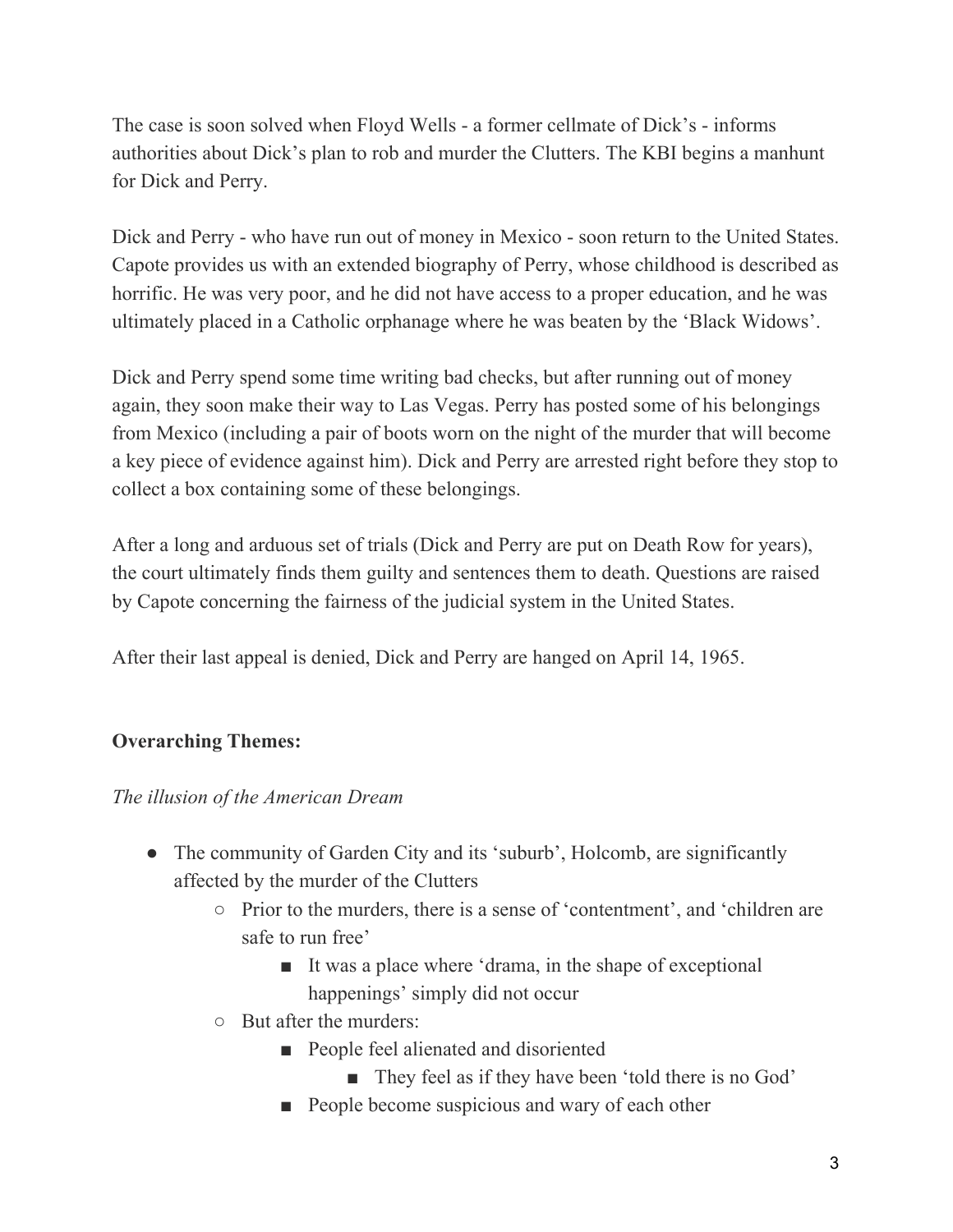The case is soon solved when Floyd Wells - a former cellmate of Dick's - informs authorities about Dick's plan to rob and murder the Clutters. The KBI begins a manhunt for Dick and Perry.

Dick and Perry - who have run out of money in Mexico - soon return to the United States. Capote provides us with an extended biography of Perry, whose childhood is described as horrific. He was very poor, and he did not have access to a proper education, and he was ultimately placed in a Catholic orphanage where he was beaten by the 'Black Widows'.

Dick and Perry spend some time writing bad checks, but after running out of money again, they soon make their way to Las Vegas. Perry has posted some of his belongings from Mexico (including a pair of boots worn on the night of the murder that will become a key piece of evidence against him). Dick and Perry are arrested right before they stop to collect a box containing some of these belongings.

After a long and arduous set of trials (Dick and Perry are put on Death Row for years), the court ultimately finds them guilty and sentences them to death. Questions are raised by Capote concerning the fairness of the judicial system in the United States.

After their last appeal is denied, Dick and Perry are hanged on April 14, 1965.

**Overarching Themes:**

*The illusion of the American Dream*

- The community of Garden City and its 'suburb', Holcomb, are significantly affected by the murder of the Clutters
  - Prior to the murders, there is a sense of 'contentment', and 'children are safe to run free'
    - It was a place where 'drama, in the shape of exceptional happenings' simply did not occur
  - But after the murders:
    - People feel alienated and disoriented
      - They feel as if they have been 'told there is no God'
    - People become suspicious and wary of each other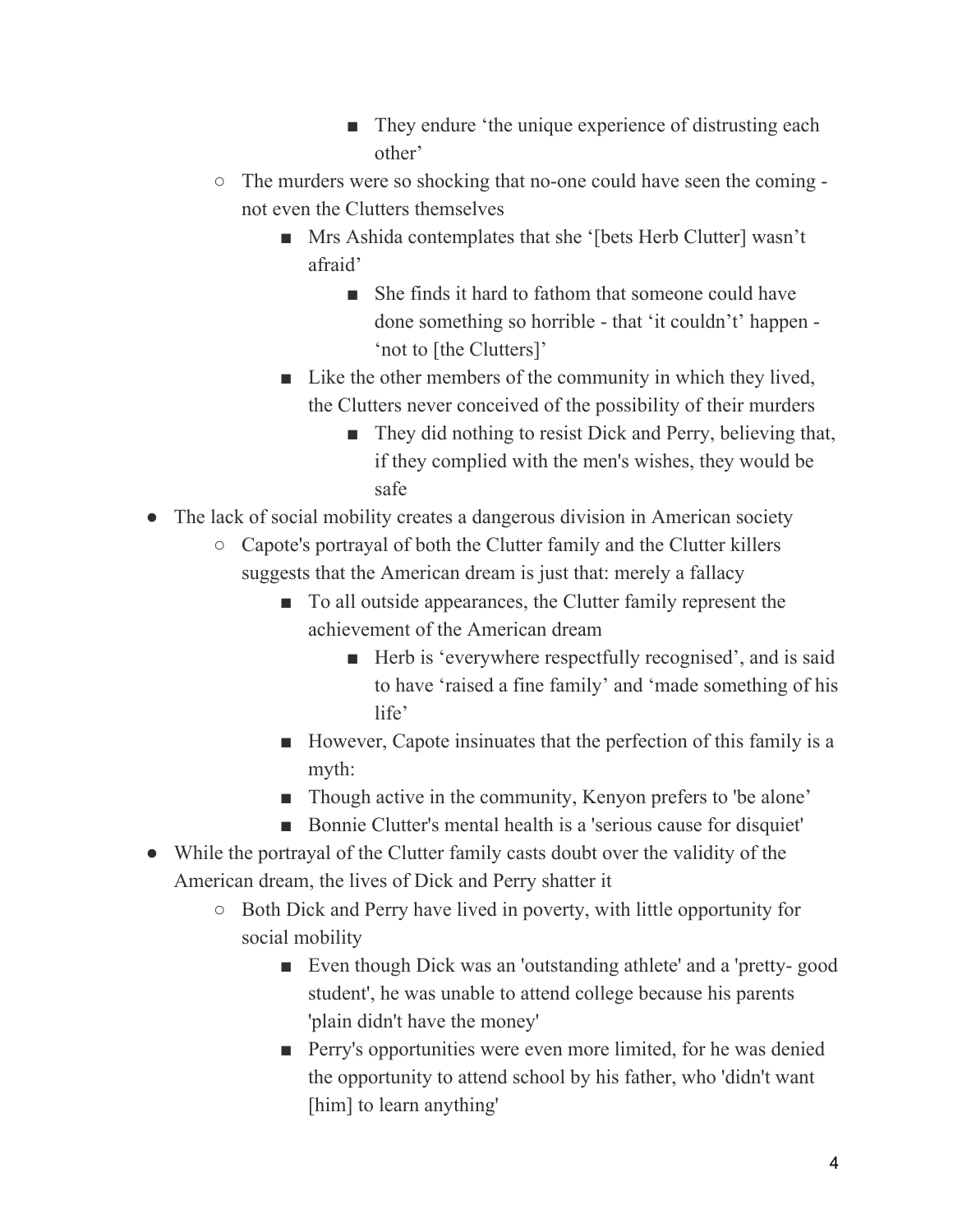- They endure ‘the unique experience of distrusting each other’
  - The murders were so shocking that no-one could have seen the coming - not even the Clutters themselves
    - Mrs Ashida contemplates that she ‘[bets Herb Clutter] wasn’t afraid’
      - She finds it hard to fathom that someone could have done something so horrible - that ‘it couldn’t’ happen - ‘not to [the Clutters]’
    - Like the other members of the community in which they lived, the Clutters never conceived of the possibility of their murders
      - They did nothing to resist Dick and Perry, believing that, if they complied with the men's wishes, they would be safe
- The lack of social mobility creates a dangerous division in American society
  - Capote's portrayal of both the Clutter family and the Clutter killers suggests that the American dream is just that: merely a fallacy
    - To all outside appearances, the Clutter family represent the achievement of the American dream
      - Herb is ‘everywhere respectfully recognised’, and is said to have ‘raised a fine family’ and ‘made something of his life’
    - However, Capote insinuates that the perfection of this family is a myth:
    - Though active in the community, Kenyon prefers to 'be alone’
    - Bonnie Clutter's mental health is a 'serious cause for disquiet'
- While the portrayal of the Clutter family casts doubt over the validity of the American dream, the lives of Dick and Perry shatter it
  - Both Dick and Perry have lived in poverty, with little opportunity for social mobility
    - Even though Dick was an 'outstanding athlete' and a 'pretty- good student', he was unable to attend college because his parents 'plain didn't have the money'
    - Perry's opportunities were even more limited, for he was denied the opportunity to attend school by his father, who 'didn't want [him] to learn anything'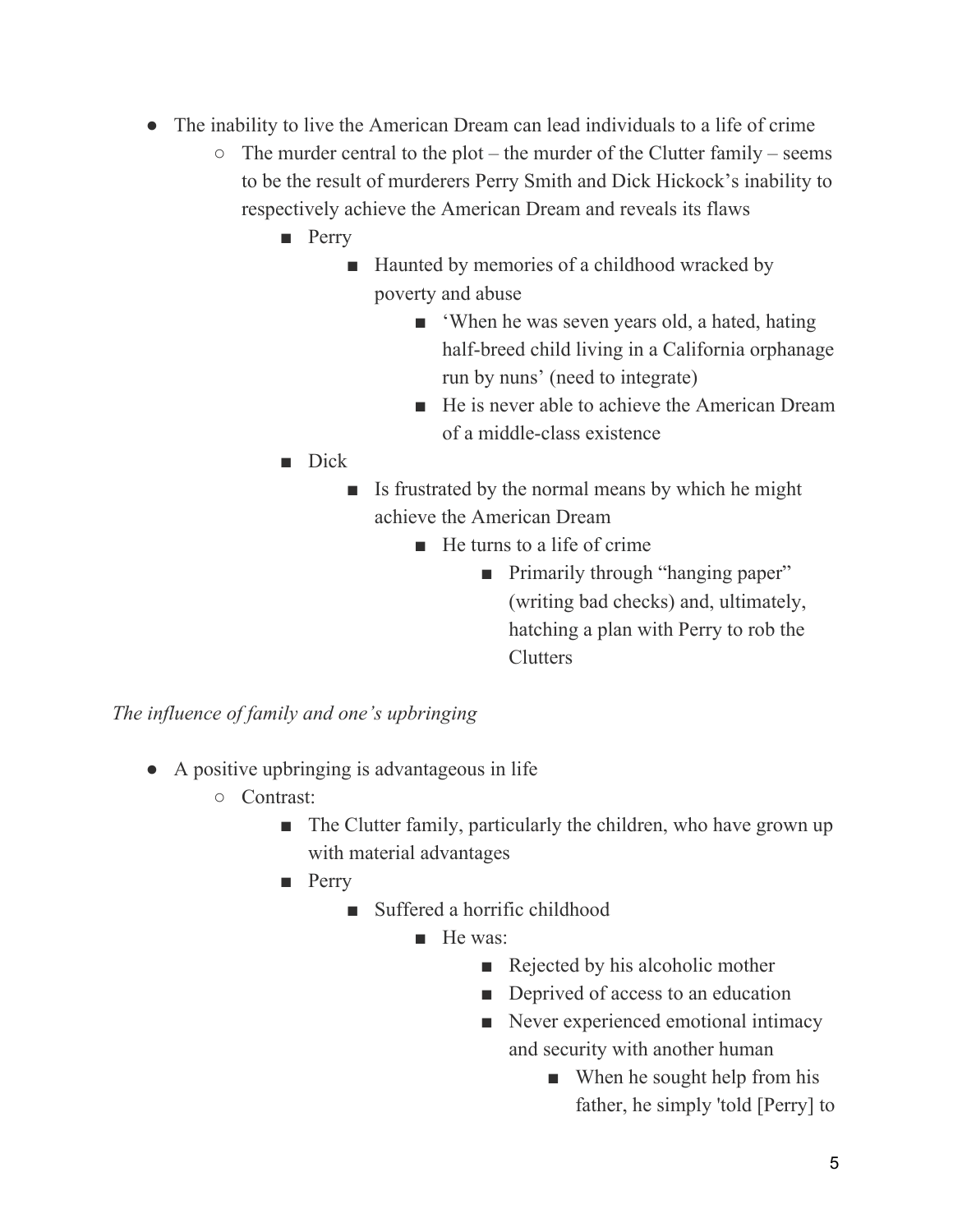- The inability to live the American Dream can lead individuals to a life of crime
    - The murder central to the plot – the murder of the Clutter family – seems to be the result of murderers Perry Smith and Dick Hickock's inability to respectively achieve the American Dream and reveals its flaws
        - Perry
            - Haunted by memories of a childhood wracked by poverty and abuse
                - 'When he was seven years old, a hated, hating half-breed child living in a California orphanage run by nuns' (need to integrate)
                - He is never able to achieve the American Dream of a middle-class existence
        - Dick
            - Is frustrated by the normal means by which he might achieve the American Dream
                - He turns to a life of crime
                    - Primarily through "hanging paper" (writing bad checks) and, ultimately, hatching a plan with Perry to rob the Clutters

*The influence of family and one's upbringing*

- A positive upbringing is advantageous in life
    - Contrast:
        - The Clutter family, particularly the children, who have grown up with material advantages
        - Perry
            - Suffered a horrific childhood
                - He was:
                    - Rejected by his alcoholic mother
                    - Deprived of access to an education
                    - Never experienced emotional intimacy and security with another human
                        - When he sought help from his father, he simply 'told [Perry] to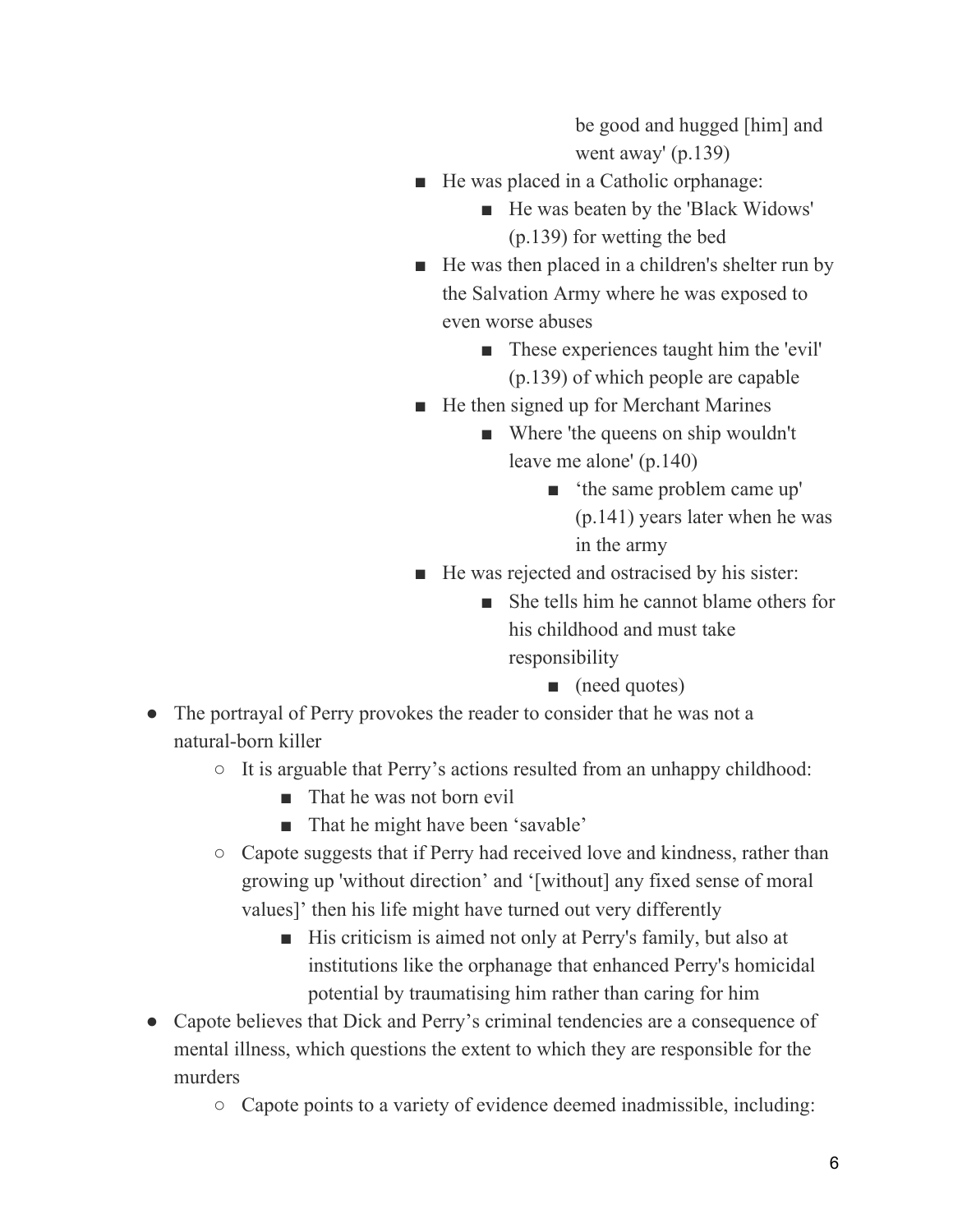- be good and hugged [him] and went away' (p.139)
      - He was placed in a Catholic orphanage:
        - He was beaten by the 'Black Widows' (p.139) for wetting the bed
      - He was then placed in a children's shelter run by the Salvation Army where he was exposed to even worse abuses
        - These experiences taught him the 'evil' (p.139) of which people are capable
      - He then signed up for Merchant Marines
        - Where 'the queens on ship wouldn't leave me alone' (p.140)
          - 'the same problem came up' (p.141) years later when he was in the army
      - He was rejected and ostracised by his sister:
        - She tells him he cannot blame others for his childhood and must take responsibility
          - (need quotes)

- The portrayal of Perry provokes the reader to consider that he was not a natural-born killer
  - It is arguable that Perry's actions resulted from an unhappy childhood:
    - That he was not born evil
    - That he might have been 'savable'
  - Capote suggests that if Perry had received love and kindness, rather than growing up 'without direction' and '[without] any fixed sense of moral values]' then his life might have turned out very differently
    - His criticism is aimed not only at Perry's family, but also at institutions like the orphanage that enhanced Perry's homicidal potential by traumatising him rather than caring for him
- Capote believes that Dick and Perry's criminal tendencies are a consequence of mental illness, which questions the extent to which they are responsible for the murders
  - Capote points to a variety of evidence deemed inadmissible, including: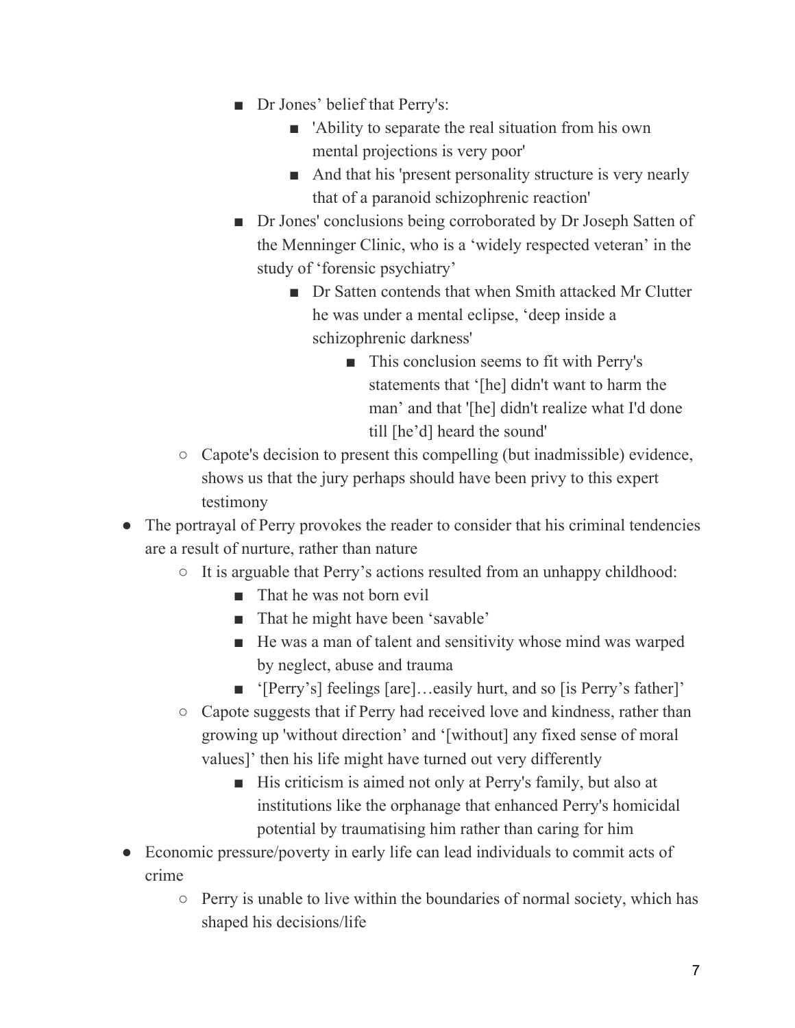- Dr Jones' belief that Perry's:
        - 'Ability to separate the real situation from his own mental projections is very poor'
        - And that his 'present personality structure is very nearly that of a paranoid schizophrenic reaction'
      - Dr Jones' conclusions being corroborated by Dr Joseph Satten of the Menninger Clinic, who is a 'widely respected veteran' in the study of 'forensic psychiatry'
        - Dr Satten contends that when Smith attacked Mr Clutter he was under a mental eclipse, 'deep inside a schizophrenic darkness'
          - This conclusion seems to fit with Perry's statements that '[he] didn't want to harm the man' and that '[he] didn't realize what I'd done till [he'd] heard the sound'
  - Capote's decision to present this compelling (but inadmissible) evidence, shows us that the jury perhaps should have been privy to this expert testimony
- The portrayal of Perry provokes the reader to consider that his criminal tendencies are a result of nurture, rather than nature
  - It is arguable that Perry's actions resulted from an unhappy childhood:
    - That he was not born evil
    - That he might have been 'savable'
    - He was a man of talent and sensitivity whose mind was warped by neglect, abuse and trauma
    - '[Perry's] feelings [are]…easily hurt, and so [is Perry's father]'
  - Capote suggests that if Perry had received love and kindness, rather than growing up 'without direction' and '[without] any fixed sense of moral values]' then his life might have turned out very differently
    - His criticism is aimed not only at Perry's family, but also at institutions like the orphanage that enhanced Perry's homicidal potential by traumatising him rather than caring for him
- Economic pressure/poverty in early life can lead individuals to commit acts of crime
  - Perry is unable to live within the boundaries of normal society, which has shaped his decisions/life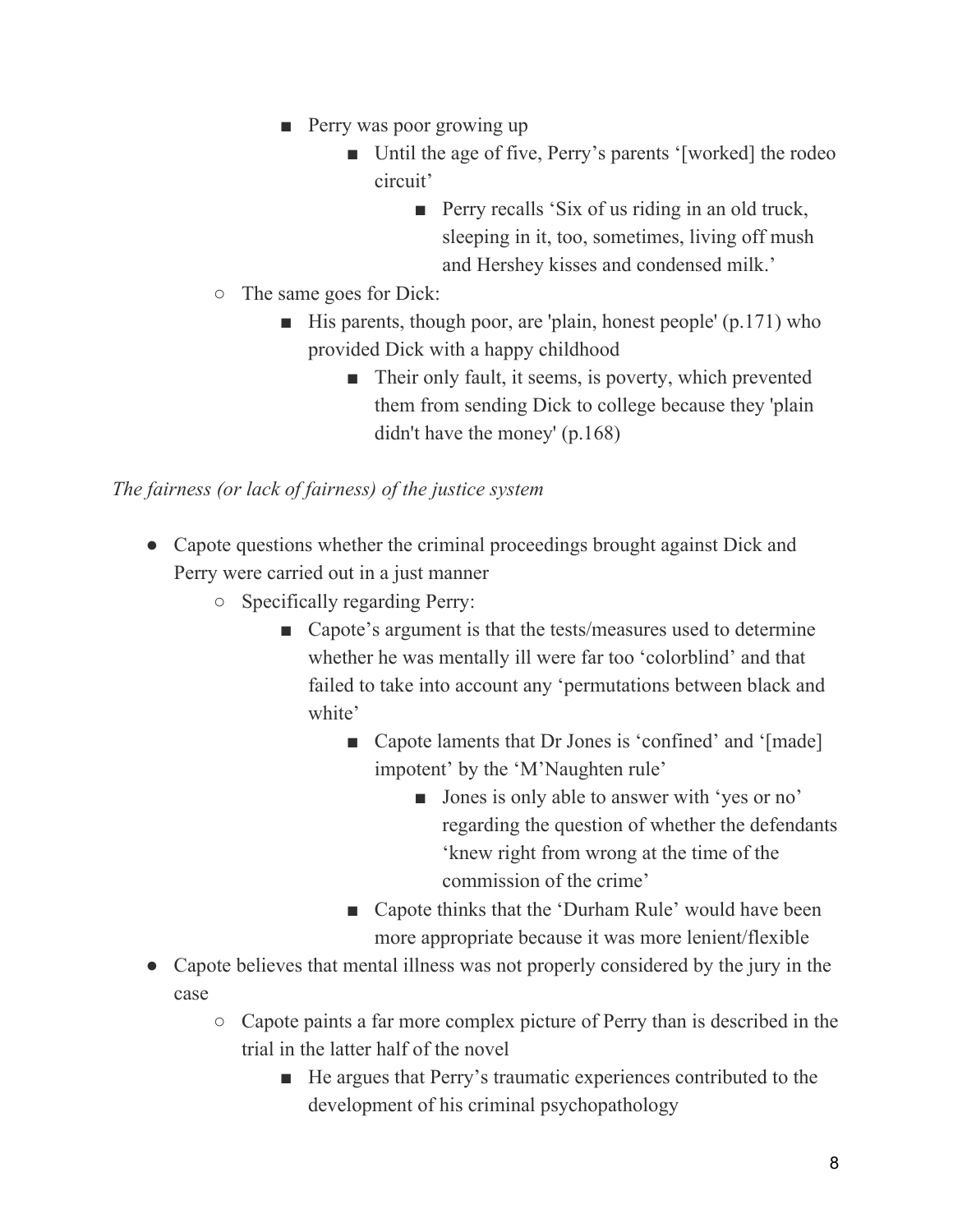- Perry was poor growing up
                - Until the age of five, Perry's parents '[worked] the rodeo circuit'
                    - Perry recalls 'Six of us riding in an old truck, sleeping in it, too, sometimes, living off mush and Hershey kisses and condensed milk.'
    - The same goes for Dick:
        - His parents, though poor, are 'plain, honest people' (p.171) who provided Dick with a happy childhood
            - Their only fault, it seems, is poverty, which prevented them from sending Dick to college because they 'plain didn't have the money' (p.168)

*The fairness (or lack of fairness) of the justice system*

- Capote questions whether the criminal proceedings brought against Dick and Perry were carried out in a just manner
    - Specifically regarding Perry:
        - Capote's argument is that the tests/measures used to determine whether he was mentally ill were far too 'colorblind' and that failed to take into account any 'permutations between black and white'
            - Capote laments that Dr Jones is 'confined' and '[made] impotent' by the 'M'Naughten rule'
                - Jones is only able to answer with 'yes or no' regarding the question of whether the defendants 'knew right from wrong at the time of the commission of the crime'
            - Capote thinks that the 'Durham Rule' would have been more appropriate because it was more lenient/flexible
- Capote believes that mental illness was not properly considered by the jury in the case
    - Capote paints a far more complex picture of Perry than is described in the trial in the latter half of the novel
        - He argues that Perry's traumatic experiences contributed to the development of his criminal psychopathology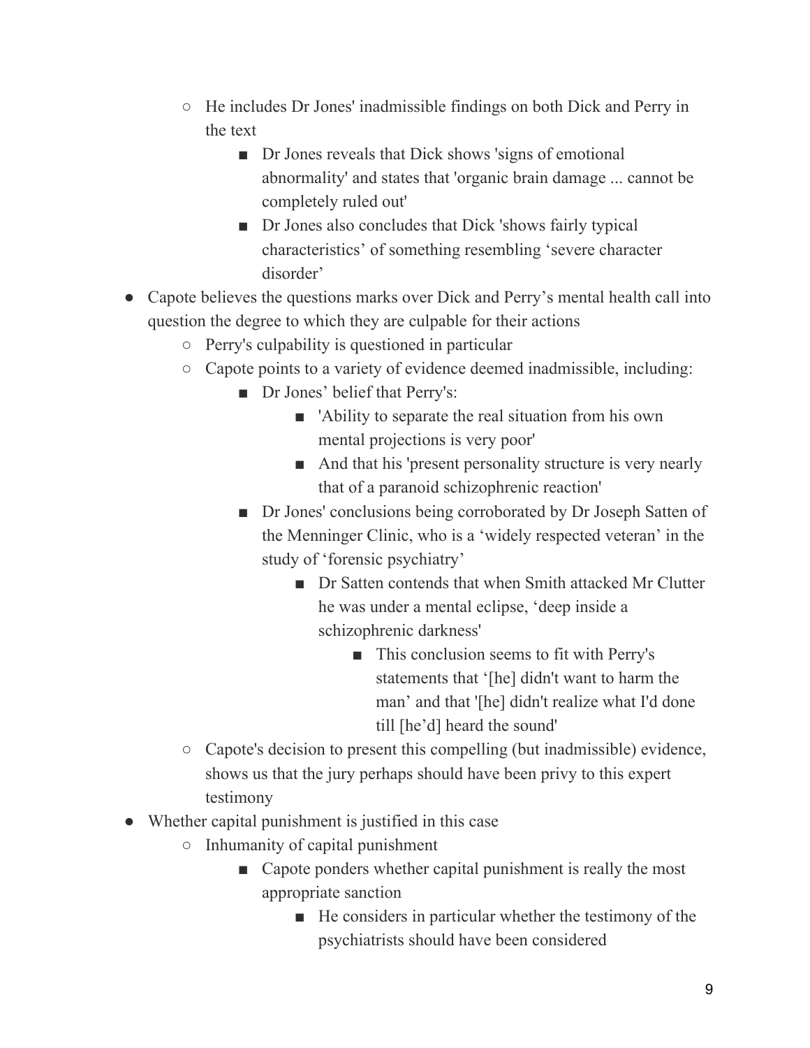- He includes Dr Jones' inadmissible findings on both Dick and Perry in the text
            - Dr Jones reveals that Dick shows 'signs of emotional abnormality' and states that 'organic brain damage ... cannot be completely ruled out'
            - Dr Jones also concludes that Dick 'shows fairly typical characteristics' of something resembling 'severe character disorder'
- Capote believes the questions marks over Dick and Perry's mental health call into question the degree to which they are culpable for their actions
    - Perry's culpability is questioned in particular
    - Capote points to a variety of evidence deemed inadmissible, including:
        - Dr Jones' belief that Perry's:
            - 'Ability to separate the real situation from his own mental projections is very poor'
            - And that his 'present personality structure is very nearly that of a paranoid schizophrenic reaction'
        - Dr Jones' conclusions being corroborated by Dr Joseph Satten of the Menninger Clinic, who is a 'widely respected veteran' in the study of 'forensic psychiatry'
            - Dr Satten contends that when Smith attacked Mr Clutter he was under a mental eclipse, 'deep inside a schizophrenic darkness'
                - This conclusion seems to fit with Perry's statements that '[he] didn't want to harm the man' and that '[he] didn't realize what I'd done till [he'd] heard the sound'
    - Capote's decision to present this compelling (but inadmissible) evidence, shows us that the jury perhaps should have been privy to this expert testimony
- Whether capital punishment is justified in this case
    - Inhumanity of capital punishment
        - Capote ponders whether capital punishment is really the most appropriate sanction
            - He considers in particular whether the testimony of the psychiatrists should have been considered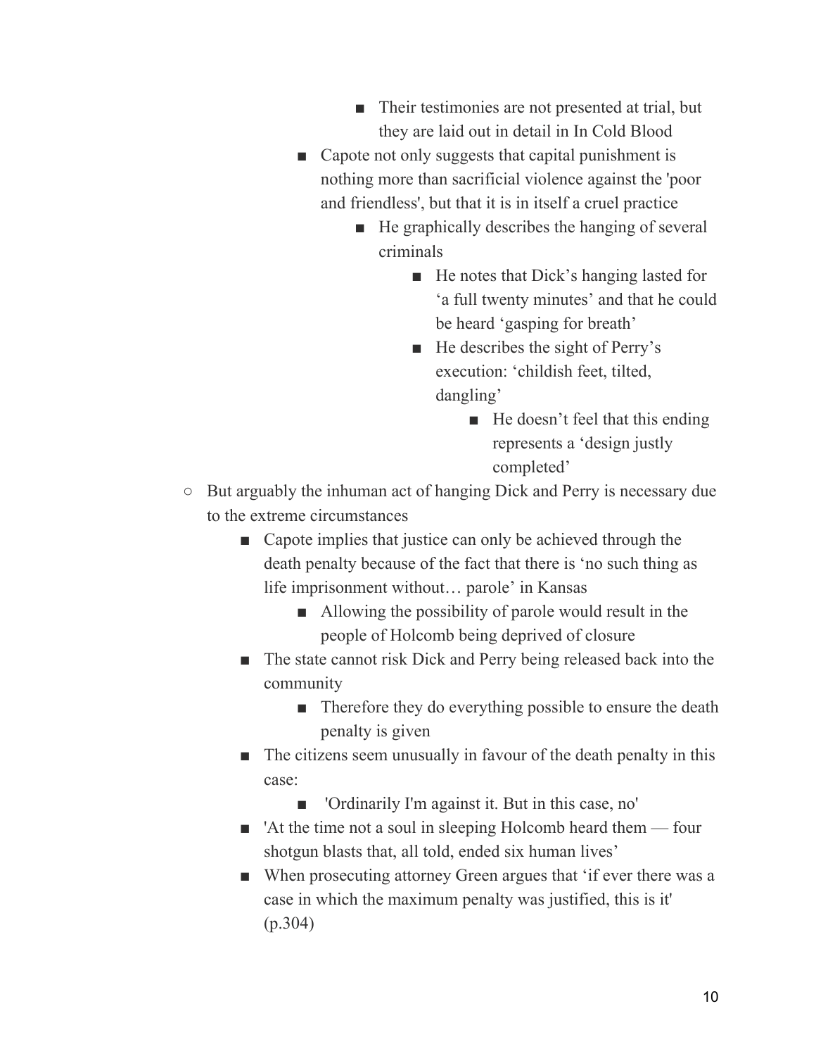- Their testimonies are not presented at trial, but they are laid out in detail in In Cold Blood
        - Capote not only suggests that capital punishment is nothing more than sacrificial violence against the 'poor and friendless', but that it is in itself a cruel practice
            - He graphically describes the hanging of several criminals
                - He notes that Dick's hanging lasted for 'a full twenty minutes' and that he could be heard 'gasping for breath'
                - He describes the sight of Perry's execution: 'childish feet, tilted, dangling'
                    - He doesn't feel that this ending represents a 'design justly completed'
- But arguably the inhuman act of hanging Dick and Perry is necessary due to the extreme circumstances
    - Capote implies that justice can only be achieved through the death penalty because of the fact that there is 'no such thing as life imprisonment without… parole' in Kansas
        - Allowing the possibility of parole would result in the people of Holcomb being deprived of closure
    - The state cannot risk Dick and Perry being released back into the community
        - Therefore they do everything possible to ensure the death penalty is given
    - The citizens seem unusually in favour of the death penalty in this case:
        - 'Ordinarily I'm against it. But in this case, no'
    - 'At the time not a soul in sleeping Holcomb heard them — four shotgun blasts that, all told, ended six human lives'
    - When prosecuting attorney Green argues that 'if ever there was a case in which the maximum penalty was justified, this is it' (p.304)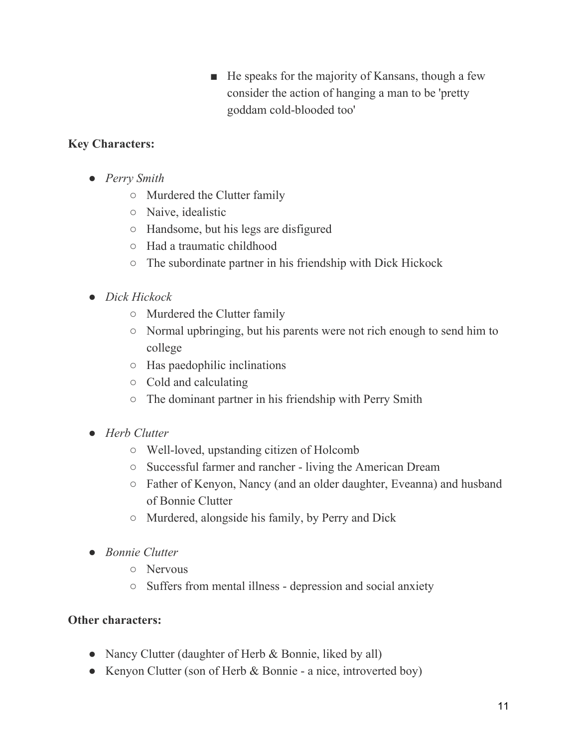- He speaks for the majority of Kansans, though a few consider the action of hanging a man to be 'pretty goddam cold-blooded too'

**Key Characters:**

- *Perry Smith*
    - Murdered the Clutter family
    - Naive, idealistic
    - Handsome, but his legs are disfigured
    - Had a traumatic childhood
    - The subordinate partner in his friendship with Dick Hickock

- *Dick Hickock*
    - Murdered the Clutter family
    - Normal upbringing, but his parents were not rich enough to send him to college
    - Has paedophilic inclinations
    - Cold and calculating
    - The dominant partner in his friendship with Perry Smith

- *Herb Clutter*
    - Well-loved, upstanding citizen of Holcomb
    - Successful farmer and rancher - living the American Dream
    - Father of Kenyon, Nancy (and an older daughter, Eveanna) and husband of Bonnie Clutter
    - Murdered, alongside his family, by Perry and Dick

- *Bonnie Clutter*
    - Nervous
    - Suffers from mental illness - depression and social anxiety

**Other characters:**

- Nancy Clutter (daughter of Herb & Bonnie, liked by all)
- Kenyon Clutter (son of Herb & Bonnie - a nice, introverted boy)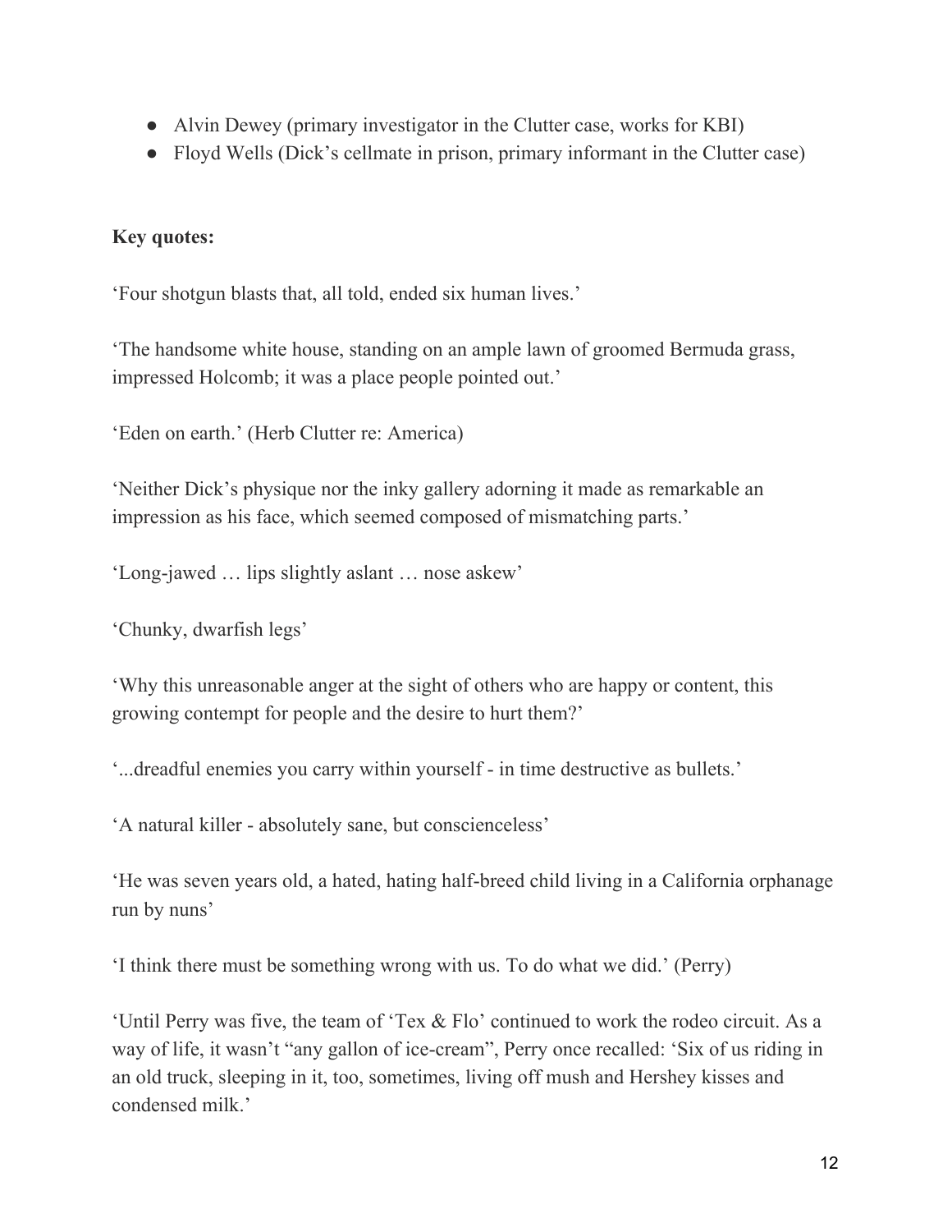- Alvin Dewey (primary investigator in the Clutter case, works for KBI)
- Floyd Wells (Dick's cellmate in prison, primary informant in the Clutter case)

**Key quotes:**

'Four shotgun blasts that, all told, ended six human lives.'

'The handsome white house, standing on an ample lawn of groomed Bermuda grass, impressed Holcomb; it was a place people pointed out.'

'Eden on earth.' (Herb Clutter re: America)

'Neither Dick's physique nor the inky gallery adorning it made as remarkable an impression as his face, which seemed composed of mismatching parts.'

'Long-jawed … lips slightly aslant … nose askew'

'Chunky, dwarfish legs'

'Why this unreasonable anger at the sight of others who are happy or content, this growing contempt for people and the desire to hurt them?'

'...dreadful enemies you carry within yourself - in time destructive as bullets.'

'A natural killer - absolutely sane, but conscienceless'

'He was seven years old, a hated, hating half-breed child living in a California orphanage run by nuns'

'I think there must be something wrong with us. To do what we did.' (Perry)

'Until Perry was five, the team of 'Tex & Flo' continued to work the rodeo circuit. As a way of life, it wasn't "any gallon of ice-cream", Perry once recalled: 'Six of us riding in an old truck, sleeping in it, too, sometimes, living off mush and Hershey kisses and condensed milk.'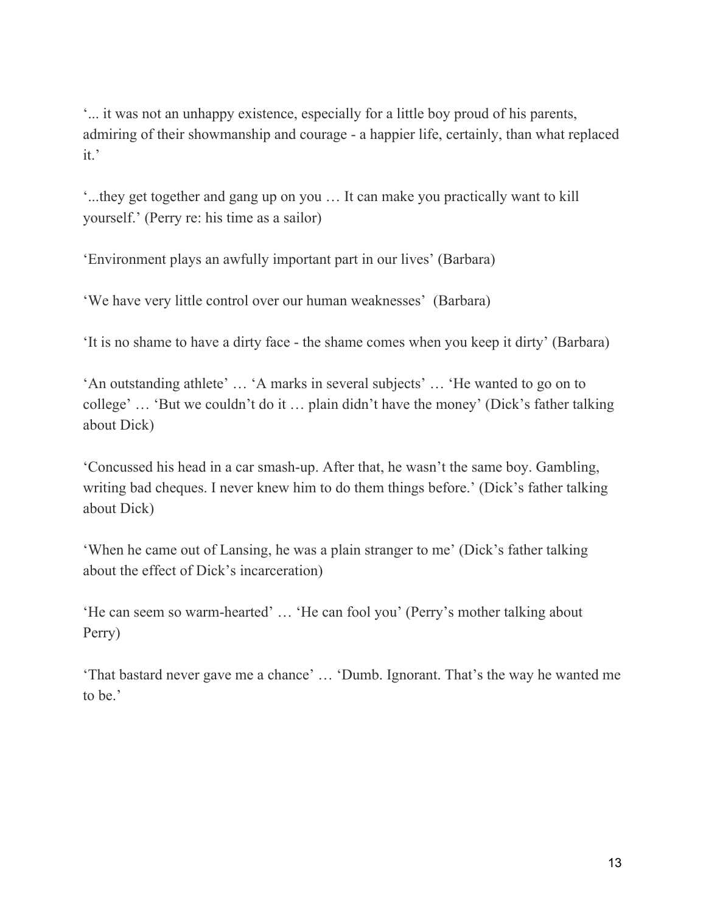'... it was not an unhappy existence, especially for a little boy proud of his parents, admiring of their showmanship and courage - a happier life, certainly, than what replaced it.'

'...they get together and gang up on you … It can make you practically want to kill yourself.' (Perry re: his time as a sailor)

'Environment plays an awfully important part in our lives' (Barbara)

'We have very little control over our human weaknesses' (Barbara)

'It is no shame to have a dirty face - the shame comes when you keep it dirty' (Barbara)

'An outstanding athlete' … 'A marks in several subjects' … 'He wanted to go on to college' … 'But we couldn't do it … plain didn't have the money' (Dick's father talking about Dick)

'Concussed his head in a car smash-up. After that, he wasn't the same boy. Gambling, writing bad cheques. I never knew him to do them things before.' (Dick's father talking about Dick)

'When he came out of Lansing, he was a plain stranger to me' (Dick's father talking about the effect of Dick's incarceration)

'He can seem so warm-hearted' … 'He can fool you' (Perry's mother talking about Perry)

'That bastard never gave me a chance' … 'Dumb. Ignorant. That's the way he wanted me to be.'